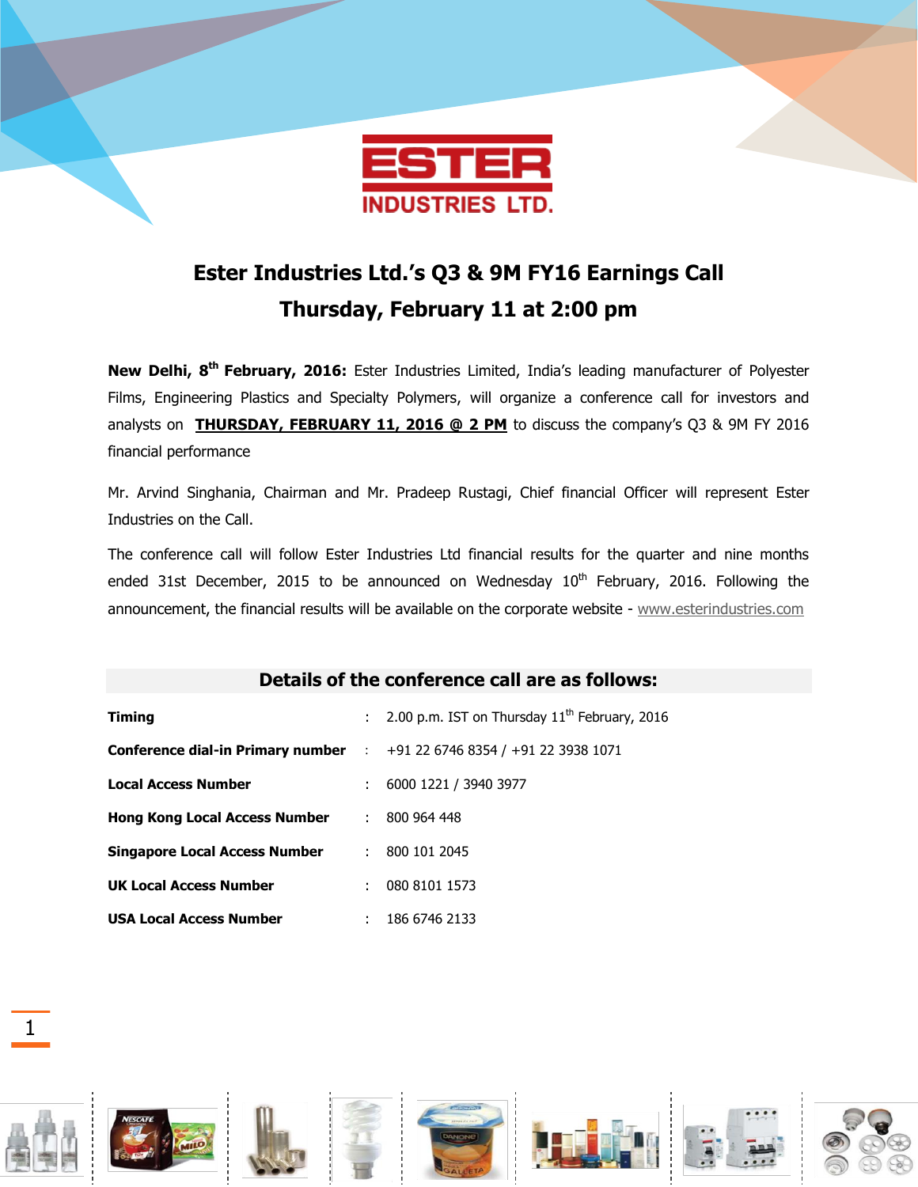# Ester Industries Ltd.'s Q3 & 9M FY16 Earnings Call

## Thursday, February 11 at 2:00 pm

**New Delhi, 8th February, 2016:** Ester Industries Limited, India's leading manufacturer of Polyester Films, Engineering Plastics and Specialty Polymers, will organize a conference call for investors and analysts on **THURSDAY, FEBRUARY 11, 2016 @ 2 PM** to discuss the company's Q3 & 9M FY 2016 financial performance

Mr. Arvind Singhania, Chairman and Mr. Pradeep Rustagi, Chief financial Officer will represent Ester Industries on the Call.

The conference call will follow Ester Industries Ltd financial results for the quarter and nine months ended 31st December, 2015 to be announced on Wednesday 10th February, 2016. Following the announcement, the financial results will be available on the corporate website - www.esterindustries.com

## Details of the conference call are as follows:

| | | |
|---|---|---|
| **Timing** | : | 2.00 p.m. IST on Thursday 11th February, 2016 |
| **Conference dial-in Primary number** | : | +91 22 6746 8354 / +91 22 3938 1071 |
| **Local Access Number** | : | 6000 1221 / 3940 3977 |
| **Hong Kong Local Access Number** | : | 800 964 448 |
| **Singapore Local Access Number** | : | 800 101 2045 |
| **UK Local Access Number** | : | 080 8101 1573 |
| **USA Local Access Number** | : | 186 6746 2133 |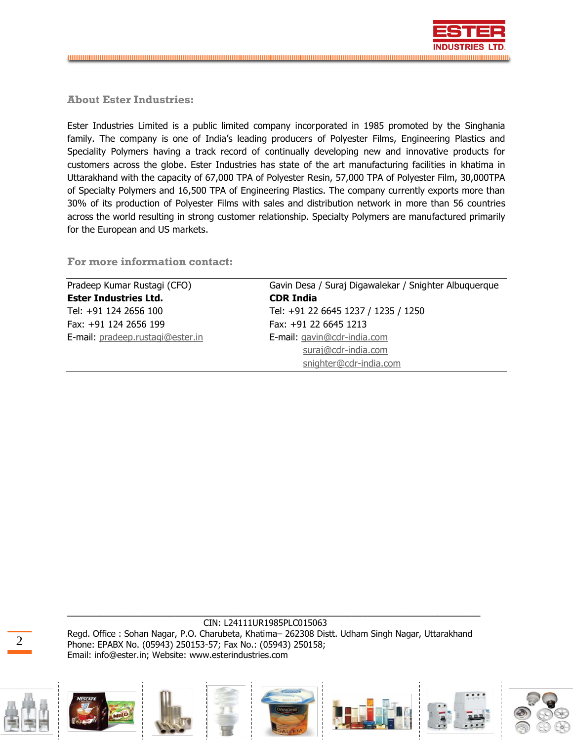## About Ester Industries:

Ester Industries Limited is a public limited company incorporated in 1985 promoted by the Singhania family. The company is one of India's leading producers of Polyester Films, Engineering Plastics and Speciality Polymers having a track record of continually developing new and innovative products for customers across the globe. Ester Industries has state of the art manufacturing facilities in khatima in Uttarakhand with the capacity of 67,000 TPA of Polyester Resin, 57,000 TPA of Polyester Film, 30,000TPA of Specialty Polymers and 16,500 TPA of Engineering Plastics. The company currently exports more than 30% of its production of Polyester Films with sales and distribution network in more than 56 countries across the world resulting in strong customer relationship. Specialty Polymers are manufactured primarily for the European and US markets.

## For more information contact:

| | |
|---|---|
| Pradeep Kumar Rustagi (CFO) | Gavin Desa / Suraj Digawalekar / Snighter Albuquerque |
| **Ester Industries Ltd.** | **CDR India** |
| Tel: +91 124 2656 100 | Tel: +91 22 6645 1237 / 1235 / 1250 |
| Fax: +91 124 2656 199 | Fax: +91 22 6645 1213 |
| E-mail: pradeep.rustagi@ester.in | E-mail: gavin@cdr-india.com<br>suraj@cdr-india.com<br>snighter@cdr-india.com |

CIN: L24111UR1985PLC015063
Regd. Office : Sohan Nagar, P.O. Charubeta, Khatima– 262308 Distt. Udham Singh Nagar, Uttarakhand
Phone: EPABX No. (05943) 250153-57; Fax No.: (05943) 250158;
Email: info@ester.in; Website: www.esterindustries.com